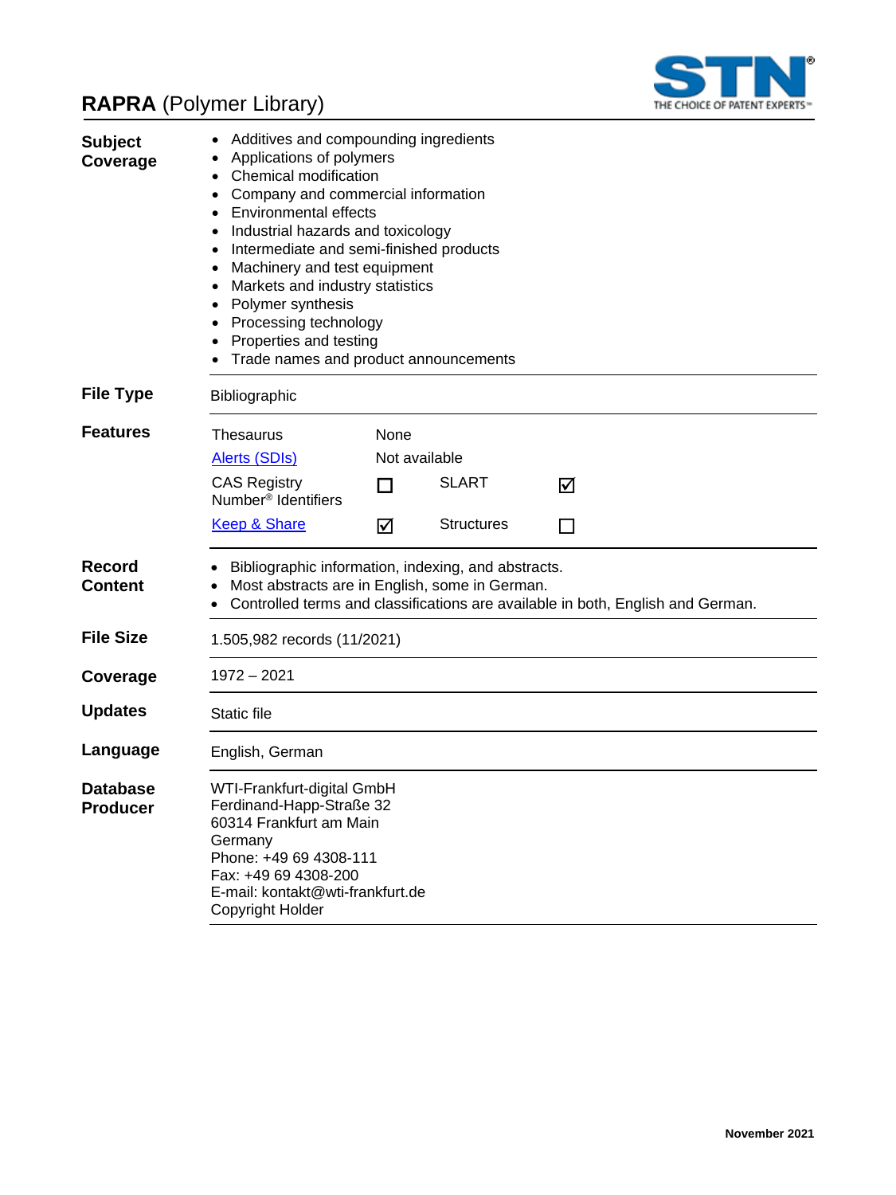# RAPRA (Polymer Library)

**Subject Coverage**

- Additives and compounding ingredients
- Applications of polymers
- Chemical modification
- Company and commercial information
- Environmental effects
- Industrial hazards and toxicology
- Intermediate and semi-finished products
- Machinery and test equipment
- Markets and industry statistics
- Polymer synthesis
- Processing technology
- Properties and testing
- Trade names and product announcements

**File Type**

Bibliographic

**Features**

| | | | |
|---|---|---|---|
| Thesaurus | None | | |
| Alerts (SDIs) | Not available | | |
| CAS Registry Number® Identifiers | ☐ | SLART | ☑ |
| Keep & Share | ☑ | Structures | ☐ |

**Record Content**

- Bibliographic information, indexing, and abstracts.
- Most abstracts are in English, some in German.
- Controlled terms and classifications are available in both, English and German.

**File Size**

1.505,982 records (11/2021)

**Coverage**

1972 – 2021

**Updates**

Static file

**Language**

English, German

**Database Producer**

WTI-Frankfurt-digital GmbH
Ferdinand-Happ-Straße 32
60314 Frankfurt am Main
Germany
Phone: +49 69 4308-111
Fax: +49 69 4308-200
E-mail: kontakt@wti-frankfurt.de
Copyright Holder

November 2021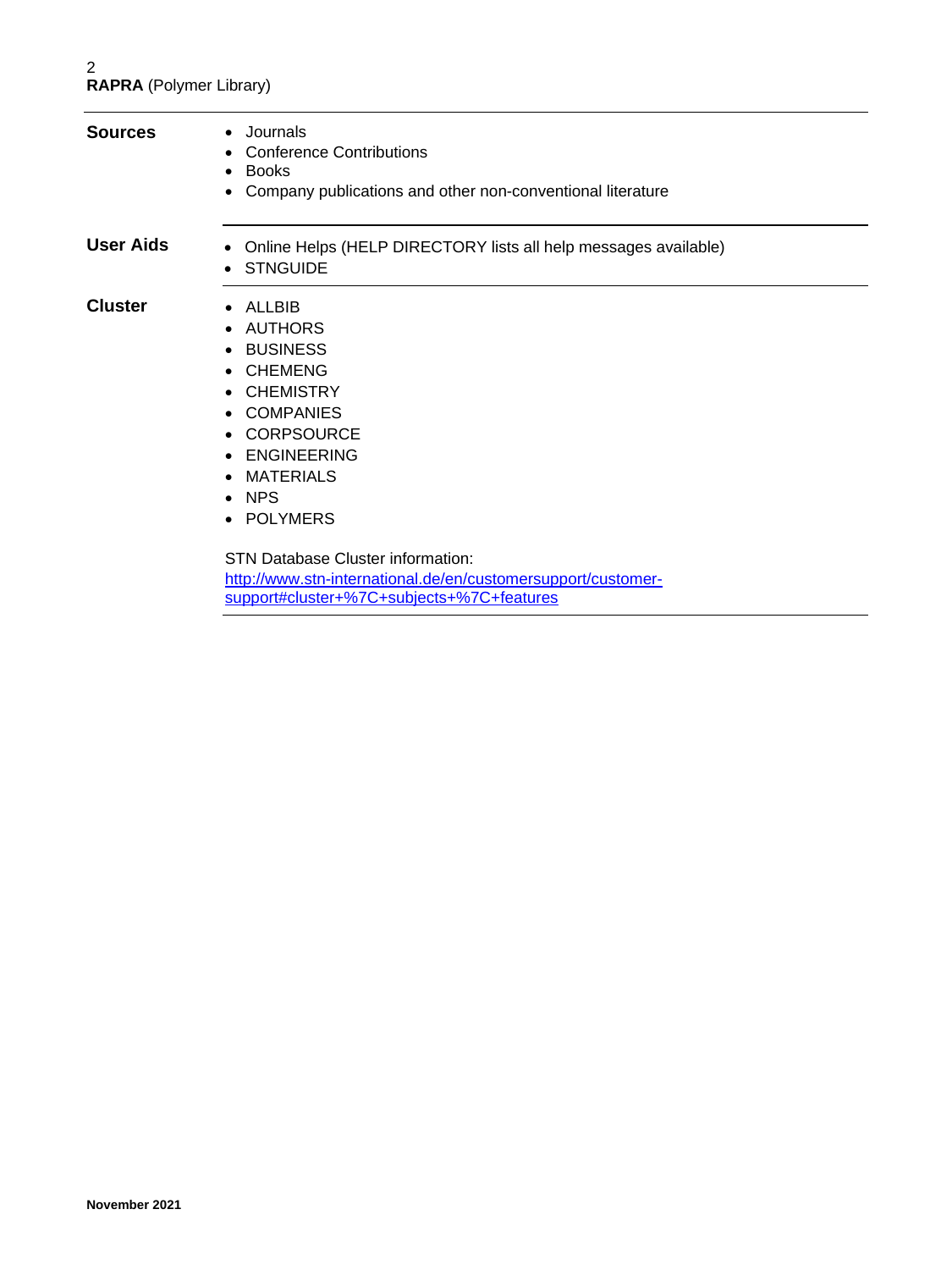| | |
|---|---|
| **Sources** | • Journals<br>• Conference Contributions<br>• Books<br>• Company publications and other non-conventional literature |
| **User Aids** | • Online Helps (HELP DIRECTORY lists all help messages available)<br>• STNGUIDE |
| **Cluster** | • ALLBIB<br>• AUTHORS<br>• BUSINESS<br>• CHEMENG<br>• CHEMISTRY<br>• COMPANIES<br>• CORPSOURCE<br>• ENGINEERING<br>• MATERIALS<br>• NPS<br>• POLYMERS<br><br>STN Database Cluster information:<br>[http://www.stn-international.de/en/customersupport/customer-support#cluster+%7C+subjects+%7C+features](http://www.stn-international.de/en/customersupport/customer-support#cluster+%7C+subjects+%7C+features) |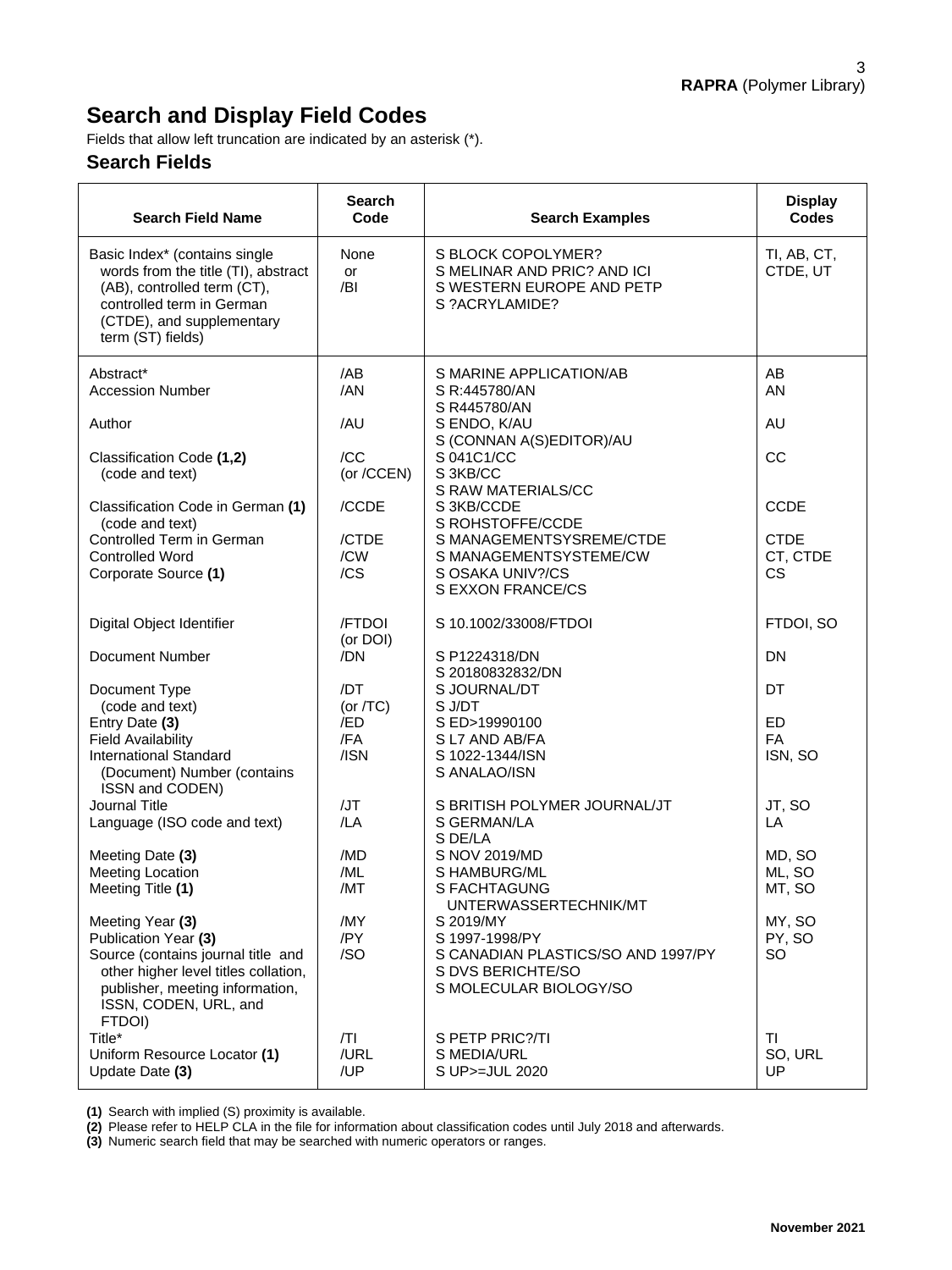## Search and Display Field Codes

Fields that allow left truncation are indicated by an asterisk (*).

### Search Fields

| Search Field Name | Search Code | Search Examples | Display Codes |
|---|---|---|---|
| Basic Index* (contains single words from the title (TI), abstract (AB), controlled term (CT), controlled term in German (CTDE), and supplementary term (ST) fields) | None or /BI | S BLOCK COPOLYMER?<br>S MELINAR AND PRIC? AND ICI<br>S WESTERN EUROPE AND PETP<br>S ?ACRYLAMIDE? | TI, AB, CT, CTDE, UT |
| Abstract* | /AB | S MARINE APPLICATION/AB | AB |
| Accession Number | /AN | S R:445780/AN<br>S R445780/AN | AN |
| Author | /AU | S ENDO, K/AU<br>S (CONNAN A(S)EDITOR)/AU | AU |
| Classification Code **(1,2)** (code and text) | /CC (or /CCEN) | S 041C1/CC<br>S 3KB/CC<br>S RAW MATERIALS/CC | CC |
| Classification Code in German **(1)** (code and text) | /CCDE | S 3KB/CCDE<br>S ROHSTOFFE/CCDE | CCDE |
| Controlled Term in German | /CTDE | S MANAGEMENTSYSREME/CTDE | CTDE |
| Controlled Word | /CW | S MANAGEMENTSYSTEME/CW | CT, CTDE |
| Corporate Source **(1)** | /CS | S OSAKA UNIV?/CS<br>S EXXON FRANCE/CS | CS |
| Digital Object Identifier | /FTDOI (or DOI) | S 10.1002/33008/FTDOI | FTDOI, SO |
| Document Number | /DN | S P1224318/DN<br>S 20180832832/DN | DN |
| Document Type (code and text) | /DT (or /TC) | S JOURNAL/DT<br>S J/DT | DT |
| Entry Date **(3)** | /ED | S ED>19990100 | ED |
| Field Availability | /FA | S L7 AND AB/FA | FA |
| International Standard (Document) Number (contains ISSN and CODEN) | /ISN | S 1022-1344/ISN<br>S ANALAO/ISN | ISN, SO |
| Journal Title | /JT | S BRITISH POLYMER JOURNAL/JT | JT, SO |
| Language (ISO code and text) | /LA | S GERMAN/LA<br>S DE/LA | LA |
| Meeting Date **(3)** | /MD | S NOV 2019/MD | MD, SO |
| Meeting Location | /ML | S HAMBURG/ML | ML, SO |
| Meeting Title **(1)** | /MT | S FACHTAGUNG UNTERWASSERTECHNIK/MT | MT, SO |
| Meeting Year **(3)** | /MY | S 2019/MY | MY, SO |
| Publication Year **(3)** | /PY | S 1997-1998/PY | PY, SO |
| Source (contains journal title and other higher level titles collation, publisher, meeting information, ISSN, CODEN, URL, and FTDOI) | /SO | S CANADIAN PLASTICS/SO AND 1997/PY<br>S DVS BERICHTE/SO<br>S MOLECULAR BIOLOGY/SO | SO |
| Title* | /TI | S PETP PRIC?/TI | TI |
| Uniform Resource Locator **(1)** | /URL | S MEDIA/URL | SO, URL |
| Update Date **(3)** | /UP | S UP>=JUL 2020 | UP |

**(1)** Search with implied (S) proximity is available.
**(2)** Please refer to HELP CLA in the file for information about classification codes until July 2018 and afterwards.
**(3)** Numeric search field that may be searched with numeric operators or ranges.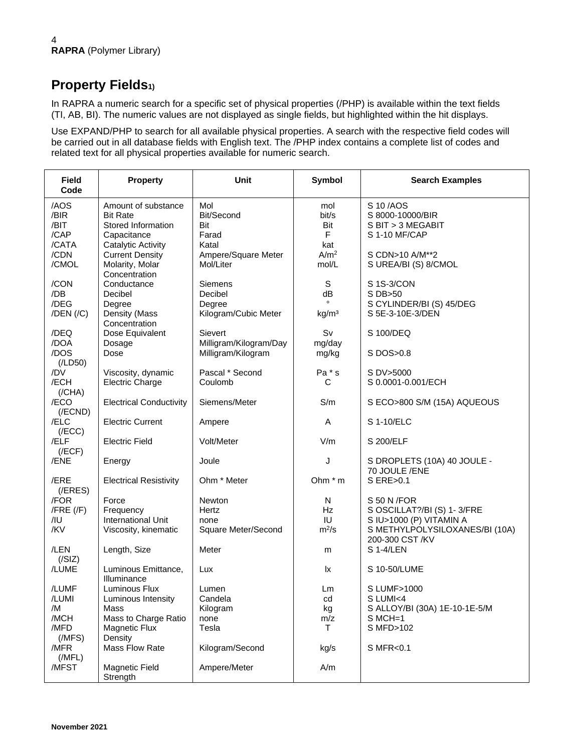**RAPRA** (Polymer Library)

## Property Fields[1)]

In RAPRA a numeric search for a specific set of physical properties (/PHP) is available within the text fields (TI, AB, BI). The numeric values are not displayed as single fields, but highlighted within the hit displays.

Use EXPAND/PHP to search for all available physical properties. A search with the respective field codes will be carried out in all database fields with English text. The /PHP index contains a complete list of codes and related text for all physical properties available for numeric search.

| Field Code | Property | Unit | Symbol | Search Examples |
|---|---|---|---|---|
| /AOS | Amount of substance | Mol | mol | S 10 /AOS |
| /BIR | Bit Rate | Bit/Second | bit/s | S 8000-10000/BIR |
| /BIT | Stored Information | Bit | Bit | S BIT > 3 MEGABIT |
| /CAP | Capacitance | Farad | F | S 1-10 MF/CAP |
| /CATA | Catalytic Activity | Katal | kat | |
| /CDN | Current Density | Ampere/Square Meter | $A/m^2$ | S CDN>10 A/M**2 |
| /CMOL | Molarity, Molar Concentration | Mol/Liter | mol/L | S UREA/BI (S) 8/CMOL |
| /CON | Conductance | Siemens | S | S 1S-3/CON |
| /DB | Decibel | Decibel | dB | S DB>50 |
| /DEG | Degree | Degree | ° | S CYLINDER/BI (S) 45/DEG |
| /DEN (/C) | Density (Mass Concentration | Kilogram/Cubic Meter | $kg/m^3$ | S 5E-3-10E-3/DEN |
| /DEQ | Dose Equivalent | Sievert | Sv | S 100/DEQ |
| /DOA | Dosage | Milligram/Kilogram/Day | mg/day | |
| /DOS (/LD50) | Dose | Milligram/Kilogram | mg/kg | S DOS>0.8 |
| /DV | Viscosity, dynamic | Pascal * Second | Pa * s | S DV>5000 |
| /ECH (/CHA) | Electric Charge | Coulomb | C | S 0.0001-0.001/ECH |
| /ECO (/ECND) | Electrical Conductivity | Siemens/Meter | S/m | S ECO>800 S/M (15A) AQUEOUS |
| /ELC (/ECC) | Electric Current | Ampere | A | S 1-10/ELC |
| /ELF (/ECF) | Electric Field | Volt/Meter | V/m | S 200/ELF |
| /ENE | Energy | Joule | J | S DROPLETS (10A) 40 JOULE - 70 JOULE /ENE |
| /ERE (/ERES) | Electrical Resistivity | Ohm * Meter | Ohm * m | S ERE>0.1 |
| /FOR | Force | Newton | N | S 50 N /FOR |
| /FRE (/F) | Frequency | Hertz | Hz | S OSCILLAT?/BI (S) 1- 3/FRE |
| /IU | International Unit | none | IU | S IU>1000 (P) VITAMIN A |
| /KV | Viscosity, kinematic | Square Meter/Second | $m^2/s$ | S METHYLPOLYSILOXANES/BI (10A) 200-300 CST /KV |
| /LEN (/SIZ) | Length, Size | Meter | m | S 1-4/LEN |
| /LUME | Luminous Emittance, Illuminance | Lux | lx | S 10-50/LUME |
| /LUMF | Luminous Flux | Lumen | Lm | S LUMF>1000 |
| /LUMI | Luminous Intensity | Candela | cd | S LUMI<4 |
| /M | Mass | Kilogram | kg | S ALLOY/BI (30A) 1E-10-1E-5/M |
| /MCH | Mass to Charge Ratio | none | m/z | S MCH=1 |
| /MFD (/MFS) | Magnetic Flux Density | Tesla | T | S MFD>102 |
| /MFR (/MFL) | Mass Flow Rate | Kilogram/Second | kg/s | S MFR<0.1 |
| /MFST | Magnetic Field Strength | Ampere/Meter | A/m | |

November 2021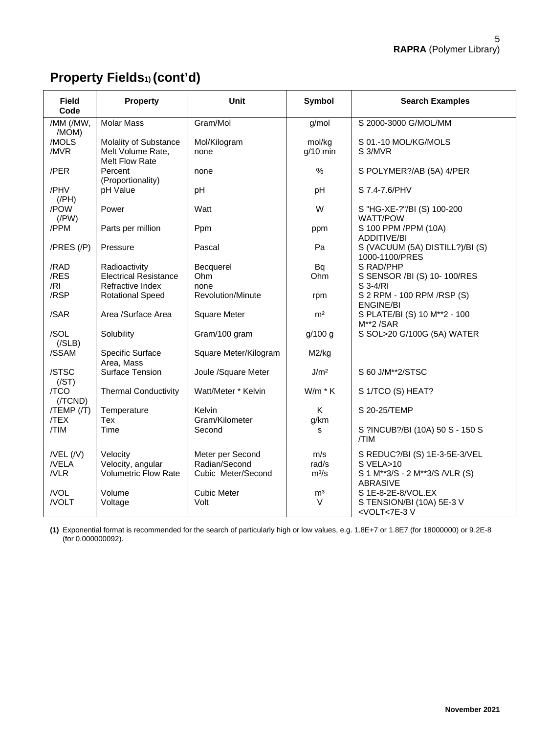## Property Fields[1] (cont'd)

| Field Code | Property | Unit | Symbol | Search Examples |
|---|---|---|---|---|
| /MM (/MW, /MOM) | Molar Mass | Gram/Mol | g/mol | S 2000-3000 G/MOL/MM |
| /MOLS | Molality of Substance | Mol/Kilogram | mol/kg | S 01.-10 MOL/KG/MOLS |
| /MVR | Melt Volume Rate, Melt Flow Rate | none | g/10 min | S 3/MVR |
| /PER | Percent (Proportionality) | none | % | S POLYMER?/AB (5A) 4/PER |
| /PHV (/PH) | pH Value | pH | pH | S 7.4-7.6/PHV |
| /POW (/PW) | Power | Watt | W | S "HG-XE-?"/BI (S) 100-200 WATT/POW |
| /PPM | Parts per million | Ppm | ppm | S 100 PPM /PPM (10A) ADDITIVE/BI |
| /PRES (/P) | Pressure | Pascal | Pa | S (VACUUM (5A) DISTILL?)/BI (S) 1000-1100/PRES |
| /RAD | Radioactivity | Becquerel | Bq | S RAD/PHP |
| /RES | Electrical Resistance | Ohm | Ohm | S SENSOR /BI (S) 10- 100/RES |
| /RI | Refractive Index | none | | S 3-4/RI |
| /RSP | Rotational Speed | Revolution/Minute | rpm | S 2 RPM - 100 RPM /RSP (S) ENGINE/BI |
| /SAR | Area /Surface Area | Square Meter | m² | S PLATE/BI (S) 10 M**2 - 100 M**2 /SAR |
| /SOL (/SLB) | Solubility | Gram/100 gram | g/100 g | S SOL>20 G/100G (5A) WATER |
| /SSAM | Specific Surface Area, Mass | Square Meter/Kilogram | M2/kg | |
| /STSC (/ST) | Surface Tension | Joule /Square Meter | J/m² | S 60 J/M**2/STSC |
| /TCO (/TCND) | Thermal Conductivity | Watt/Meter * Kelvin | W/m * K | S 1/TCO (S) HEAT? |
| /TEMP (/T) | Temperature | Kelvin | K | S 20-25/TEMP |
| /TEX | Tex | Gram/Kilometer | g/km | |
| /TIM | Time | Second | s | S ?INCUB?/BI (10A) 50 S - 150 S /TIM |
| /VEL (/V) | Velocity | Meter per Second | m/s | S REDUC?/BI (S) 1E-3-5E-3/VEL |
| /VELA | Velocity, angular | Radian/Second | rad/s | S VELA>10 |
| /VLR | Volumetric Flow Rate | Cubic Meter/Second | m³/s | S 1 M**3/S - 2 M**3/S /VLR (S) ABRASIVE |
| /VOL | Volume | Cubic Meter | m³ | S 1E-8-2E-8/VOL.EX |
| /VOLT | Voltage | Volt | V | S TENSION/BI (10A) 5E-3 V <VOLT<7E-3 V |

**(1)** Exponential format is recommended for the search of particularly high or low values, e.g. 1.8E+7 or 1.8E7 (for 18000000) or 9.2E-8 (for 0.000000092).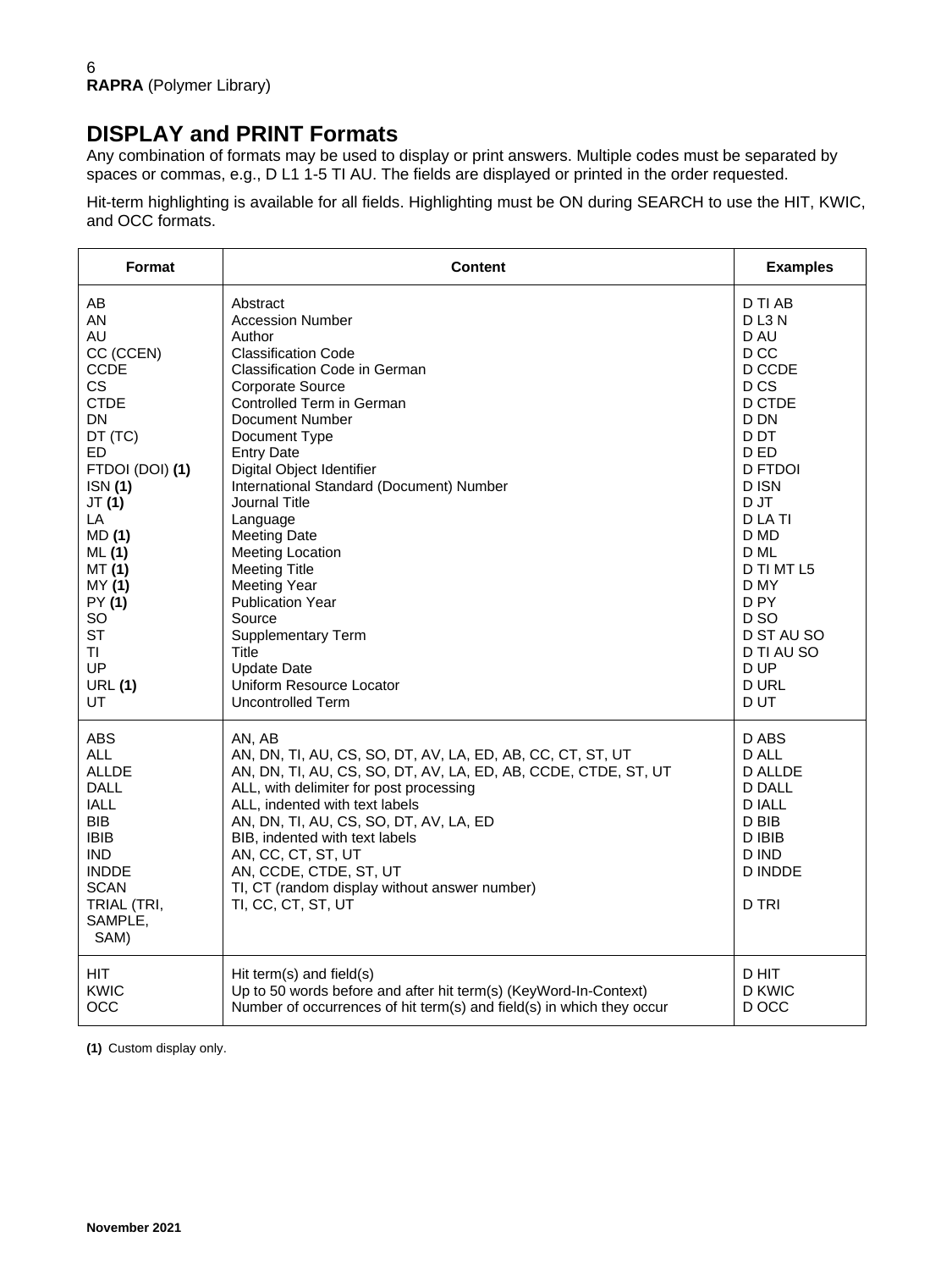# DISPLAY and PRINT Formats

Any combination of formats may be used to display or print answers. Multiple codes must be separated by spaces or commas, e.g., D L1 1-5 TI AU. The fields are displayed or printed in the order requested.

Hit-term highlighting is available for all fields. Highlighting must be ON during SEARCH to use the HIT, KWIC, and OCC formats.

| Format | Content | Examples |
|---|---|---|
| AB | Abstract | D TI AB |
| AN | Accession Number | D L3 N |
| AU | Author | D AU |
| CC (CCEN) | Classification Code | D CC |
| CCDE | Classification Code in German | D CCDE |
| CS | Corporate Source | D CS |
| CTDE | Controlled Term in German | D CTDE |
| DN | Document Number | D DN |
| DT (TC) | Document Type | D DT |
| ED | Entry Date | D ED |
| FTDOI (DOI) **(1)** | Digital Object Identifier | D FTDOI |
| ISN **(1)** | International Standard (Document) Number | D ISN |
| JT **(1)** | Journal Title | D JT |
| LA | Language | D LA TI |
| MD **(1)** | Meeting Date | D MD |
| ML **(1)** | Meeting Location | D ML |
| MT **(1)** | Meeting Title | D TI MT L5 |
| MY **(1)** | Meeting Year | D MY |
| PY **(1)** | Publication Year | D PY |
| SO | Source | D SO |
| ST | Supplementary Term | D ST AU SO |
| TI | Title | D TI AU SO |
| UP | Update Date | D UP |
| URL **(1)** | Uniform Resource Locator | D URL |
| UT | Uncontrolled Term | D UT |
| ABS | AN, AB | D ABS |
| ALL | AN, DN, TI, AU, CS, SO, DT, AV, LA, ED, AB, CC, CT, ST, UT | D ALL |
| ALLDE | AN, DN, TI, AU, CS, SO, DT, AV, LA, ED, AB, CCDE, CTDE, ST, UT | D ALLDE |
| DALL | ALL, with delimiter for post processing | D DALL |
| IALL | ALL, indented with text labels | D IALL |
| BIB | AN, DN, TI, AU, CS, SO, DT, AV, LA, ED | D BIB |
| IBIB | BIB, indented with text labels | D IBIB |
| IND | AN, CC, CT, ST, UT | D IND |
| INDDE | AN, CCDE, CTDE, ST, UT | D INDDE |
| SCAN | TI, CT (random display without answer number) | |
| TRIAL (TRI, SAMPLE, SAM) | TI, CC, CT, ST, UT | D TRI |
| HIT | Hit term(s) and field(s) | D HIT |
| KWIC | Up to 50 words before and after hit term(s) (KeyWord-In-Context) | D KWIC |
| OCC | Number of occurrences of hit term(s) and field(s) in which they occur | D OCC |

**(1)** Custom display only.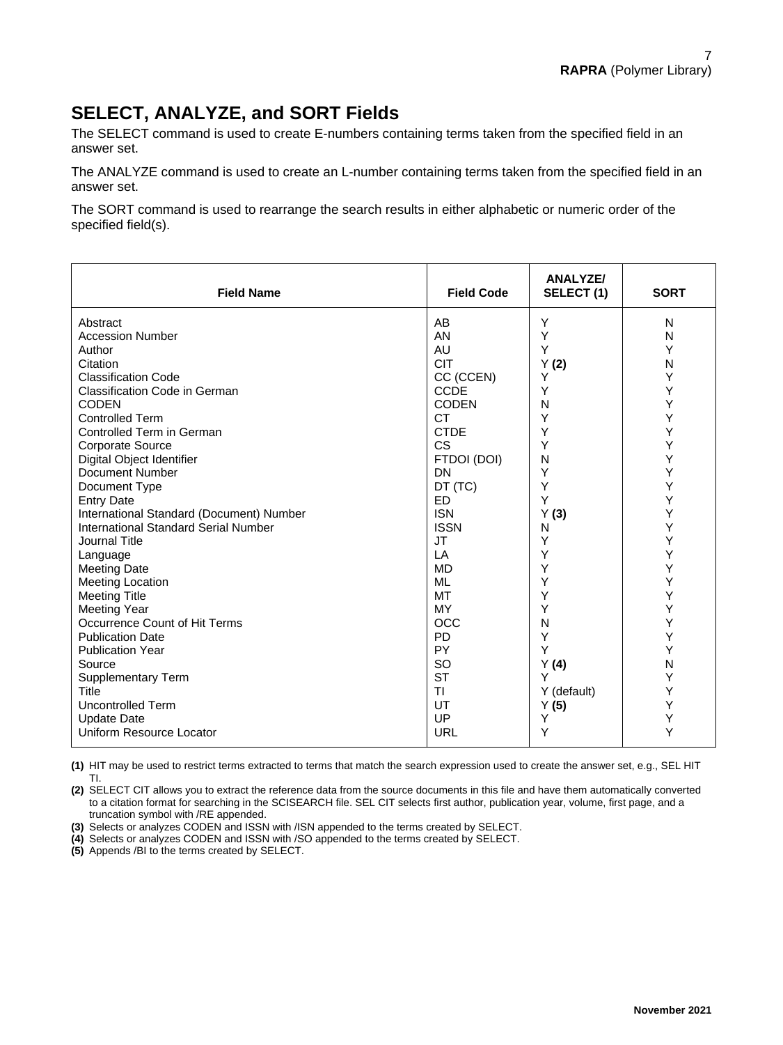## SELECT, ANALYZE, and SORT Fields

The SELECT command is used to create E-numbers containing terms taken from the specified field in an answer set.

The ANALYZE command is used to create an L-number containing terms taken from the specified field in an answer set.

The SORT command is used to rearrange the search results in either alphabetic or numeric order of the specified field(s).

| Field Name | Field Code | ANALYZE/ SELECT (1) | SORT |
|---|---|---|---|
| Abstract | AB | Y | N |
| Accession Number | AN | Y | N |
| Author | AU | Y | Y |
| Citation | CIT | Y **(2)** | N |
| Classification Code | CC (CCEN) | Y | Y |
| Classification Code in German | CCDE | Y | Y |
| CODEN | CODEN | N | Y |
| Controlled Term | CT | Y | Y |
| Controlled Term in German | CTDE | Y | Y |
| Corporate Source | CS | Y | Y |
| Digital Object Identifier | FTDOI (DOI) | N | Y |
| Document Number | DN | Y | Y |
| Document Type | DT (TC) | Y | Y |
| Entry Date | ED | Y | Y |
| International Standard (Document) Number | ISN | Y **(3)** | Y |
| International Standard Serial Number | ISSN | N | Y |
| Journal Title | JT | Y | Y |
| Language | LA | Y | Y |
| Meeting Date | MD | Y | Y |
| Meeting Location | ML | Y | Y |
| Meeting Title | MT | Y | Y |
| Meeting Year | MY | Y | Y |
| Occurrence Count of Hit Terms | OCC | N | Y |
| Publication Date | PD | Y | Y |
| Publication Year | PY | Y | Y |
| Source | SO | Y **(4)** | N |
| Supplementary Term | ST | Y | Y |
| Title | TI | Y (default) | Y |
| Uncontrolled Term | UT | Y **(5)** | Y |
| Update Date | UP | Y | Y |
| Uniform Resource Locator | URL | Y | Y |

**(1)** HIT may be used to restrict terms extracted to terms that match the search expression used to create the answer set, e.g., SEL HIT TI.

**(2)** SELECT CIT allows you to extract the reference data from the source documents in this file and have them automatically converted to a citation format for searching in the SCISEARCH file. SEL CIT selects first author, publication year, volume, first page, and a truncation symbol with /RE appended.

**(3)** Selects or analyzes CODEN and ISSN with /ISN appended to the terms created by SELECT.

**(4)** Selects or analyzes CODEN and ISSN with /SO appended to the terms created by SELECT.

**(5)** Appends /BI to the terms created by SELECT.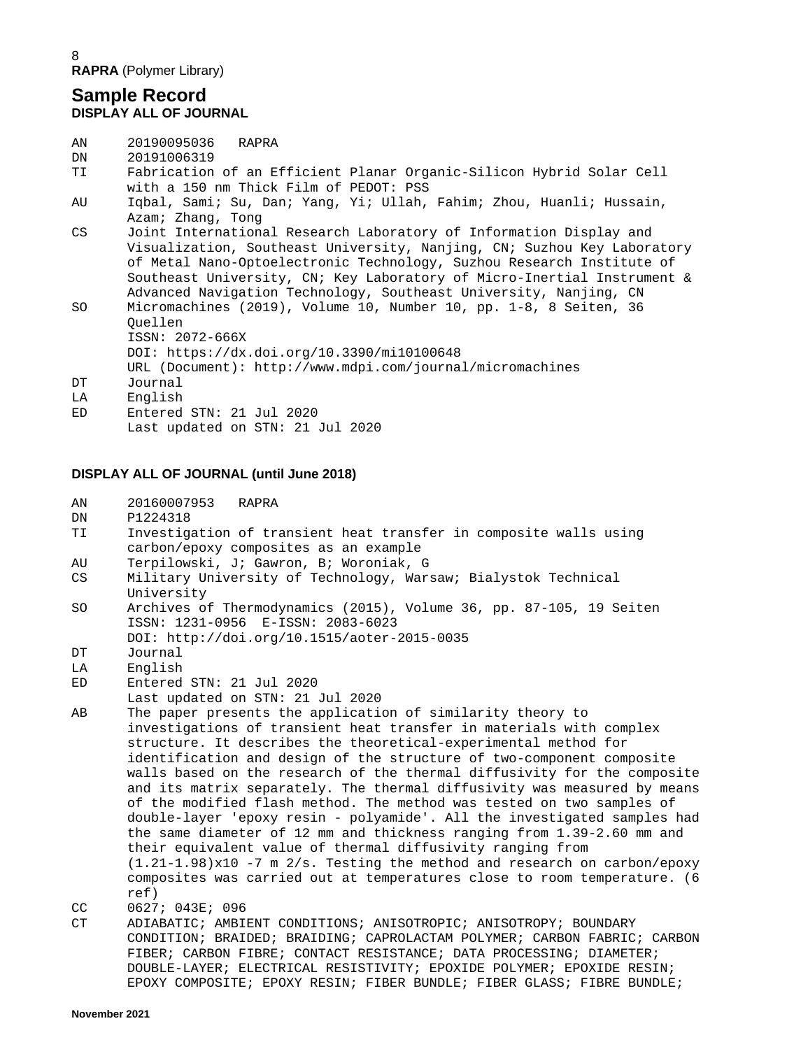**RAPRA** (Polymer Library)

## Sample Record

**DISPLAY ALL OF JOURNAL**

```
AN      20190095036   RAPRA
DN      20191006319
TI      Fabrication of an Efficient Planar Organic-Silicon Hybrid Solar Cell
        with a 150 nm Thick Film of PEDOT: PSS
AU      Iqbal, Sami; Su, Dan; Yang, Yi; Ullah, Fahim; Zhou, Huanli; Hussain,
        Azam; Zhang, Tong
CS      Joint International Research Laboratory of Information Display and
        Visualization, Southeast University, Nanjing, CN; Suzhou Key Laboratory
        of Metal Nano-Optoelectronic Technology, Suzhou Research Institute of
        Southeast University, CN; Key Laboratory of Micro-Inertial Instrument &
        Advanced Navigation Technology, Southeast University, Nanjing, CN
SO      Micromachines (2019), Volume 10, Number 10, pp. 1-8, 8 Seiten, 36
        Quellen
        ISSN: 2072-666X
        DOI: https://dx.doi.org/10.3390/mi10100648
        URL (Document): http://www.mdpi.com/journal/micromachines
DT      Journal
LA      English
ED      Entered STN: 21 Jul 2020
        Last updated on STN: 21 Jul 2020
```

**DISPLAY ALL OF JOURNAL (until June 2018)**

```
AN      20160007953   RAPRA
DN      P1224318
TI      Investigation of transient heat transfer in composite walls using
        carbon/epoxy composites as an example
AU      Terpilowski, J; Gawron, B; Woroniak, G
CS      Military University of Technology, Warsaw; Bialystok Technical
        University
SO      Archives of Thermodynamics (2015), Volume 36, pp. 87-105, 19 Seiten
        ISSN: 1231-0956  E-ISSN: 2083-6023
        DOI: http://doi.org/10.1515/aoter-2015-0035
DT      Journal
LA      English
ED      Entered STN: 21 Jul 2020
        Last updated on STN: 21 Jul 2020
AB      The paper presents the application of similarity theory to
        investigations of transient heat transfer in materials with complex
        structure. It describes the theoretical-experimental method for
        identification and design of the structure of two-component composite
        walls based on the research of the thermal diffusivity for the composite
        and its matrix separately. The thermal diffusivity was measured by means
        of the modified flash method. The method was tested on two samples of
        double-layer 'epoxy resin - polyamide'. All the investigated samples had
        the same diameter of 12 mm and thickness ranging from 1.39-2.60 mm and
        their equivalent value of thermal diffusivity ranging from
        (1.21-1.98)x10 -7 m 2/s. Testing the method and research on carbon/epoxy
        composites was carried out at temperatures close to room temperature. (6
        ref)
CC      0627; 043E; 096
CT      ADIABATIC; AMBIENT CONDITIONS; ANISOTROPIC; ANISOTROPY; BOUNDARY
        CONDITION; BRAIDED; BRAIDING; CAPROLACTAM POLYMER; CARBON FABRIC; CARBON
        FIBER; CARBON FIBRE; CONTACT RESISTANCE; DATA PROCESSING; DIAMETER;
        DOUBLE-LAYER; ELECTRICAL RESISTIVITY; EPOXIDE POLYMER; EPOXIDE RESIN;
        EPOXY COMPOSITE; EPOXY RESIN; FIBER BUNDLE; FIBER GLASS; FIBRE BUNDLE;
```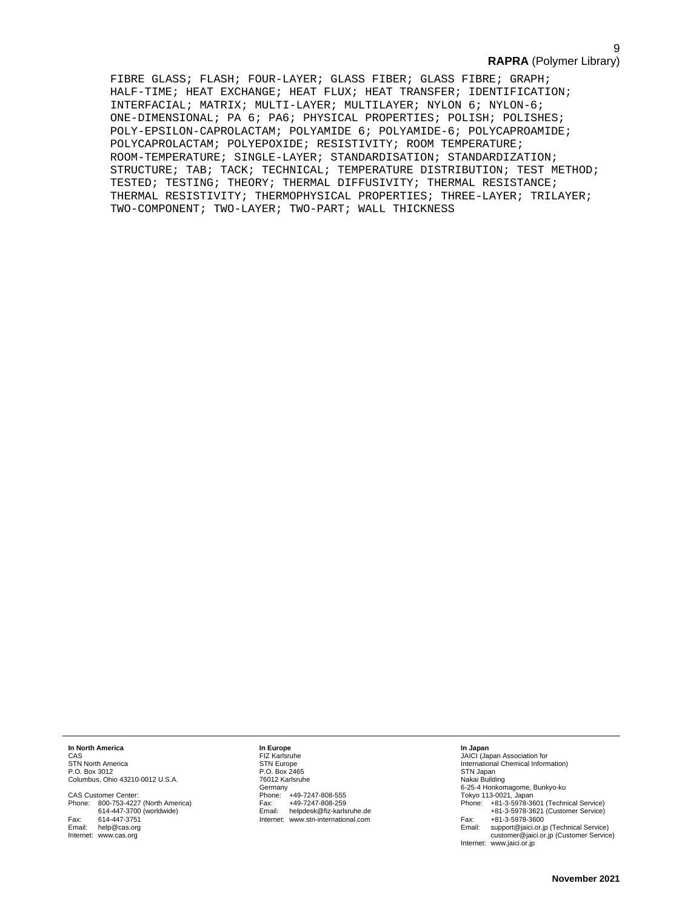FIBRE GLASS; FLASH; FOUR-LAYER; GLASS FIBER; GLASS FIBRE; GRAPH; HALF-TIME; HEAT EXCHANGE; HEAT FLUX; HEAT TRANSFER; IDENTIFICATION; INTERFACIAL; MATRIX; MULTI-LAYER; MULTILAYER; NYLON 6; NYLON-6; ONE-DIMENSIONAL; PA 6; PA6; PHYSICAL PROPERTIES; POLISH; POLISHES; POLY-EPSILON-CAPROLACTAM; POLYAMIDE 6; POLYAMIDE-6; POLYCAPROAMIDE; POLYCAPROLACTAM; POLYEPOXIDE; RESISTIVITY; ROOM TEMPERATURE; ROOM-TEMPERATURE; SINGLE-LAYER; STANDARDISATION; STANDARDIZATION; STRUCTURE; TAB; TACK; TECHNICAL; TEMPERATURE DISTRIBUTION; TEST METHOD; TESTED; TESTING; THEORY; THERMAL DIFFUSIVITY; THERMAL RESISTANCE; THERMAL RESISTIVITY; THERMOPHYSICAL PROPERTIES; THREE-LAYER; TRILAYER; TWO-COMPONENT; TWO-LAYER; TWO-PART; WALL THICKNESS

**In North America**
CAS
STN North America
P.O. Box 3012
Columbus, Ohio 43210-0012 U.S.A.

CAS Customer Center:
Phone: 800-753-4227 (North America)
614-447-3700 (worldwide)
Fax: 614-447-3751
Email: help@cas.org
Internet: www.cas.org

**In Europe**
FIZ Karlsruhe
STN Europe
P.O. Box 2465
76012 Karlsruhe
Germany
Phone: +49-7247-808-555
Fax: +49-7247-808-259
Email: helpdesk@fiz-karlsruhe.de
Internet: www.stn-international.com

**In Japan**
JAICI (Japan Association for International Chemical Information)
STN Japan
Nakai Building
6-25-4 Honkomagome, Bunkyo-ku
Tokyo 113-0021, Japan
Phone: +81-3-5978-3601 (Technical Service)
+81-3-5978-3621 (Customer Service)
Fax: +81-3-5978-3600
Email: support@jaici.or.jp (Technical Service)
customer@jaici.or.jp (Customer Service)
Internet: www.jaici.or.jp

**November 2021**